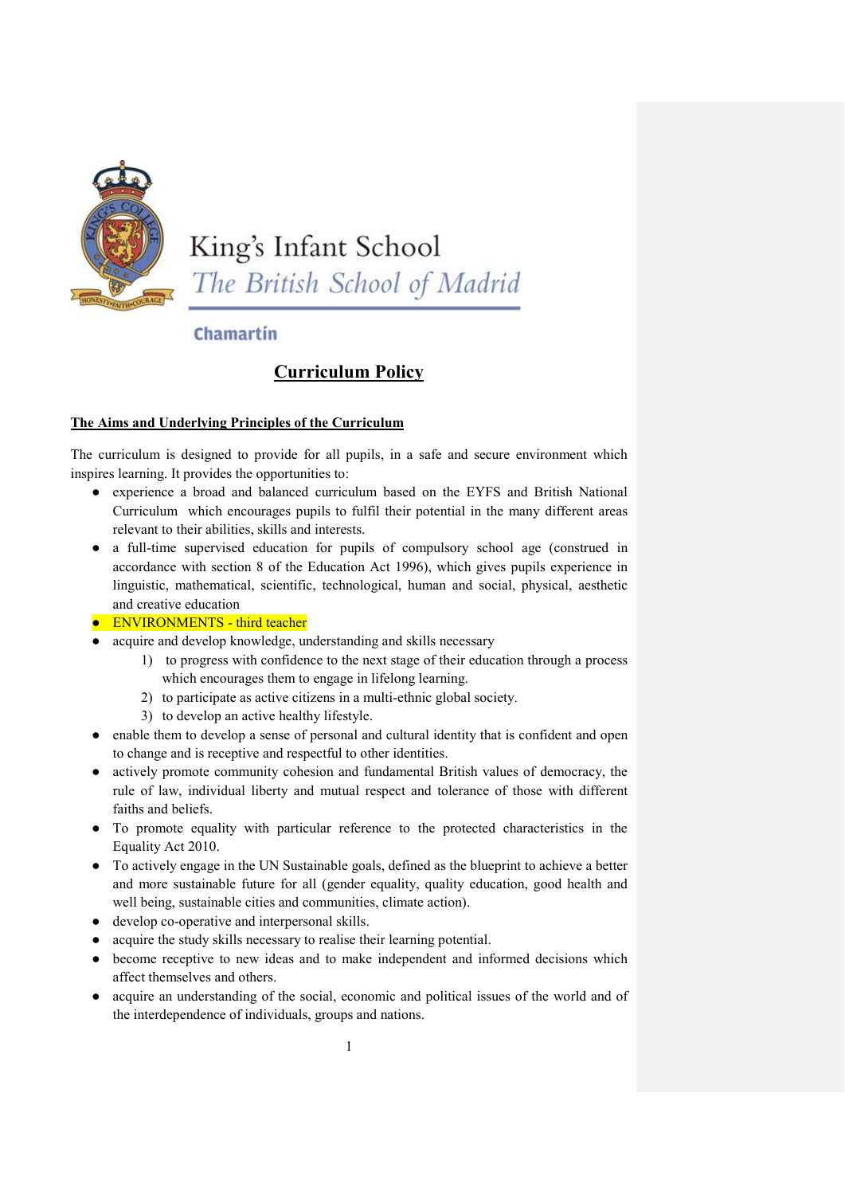King's Infant School

*The British School of Madrid*

Chamartín

# Curriculum Policy

## The Aims and Underlying Principles of the Curriculum

The curriculum is designed to provide for all pupils, in a safe and secure environment which inspires learning. It provides the opportunities to:

- experience a broad and balanced curriculum based on the EYFS and British National Curriculum which encourages pupils to fulfil their potential in the many different areas relevant to their abilities, skills and interests.
- a full-time supervised education for pupils of compulsory school age (construed in accordance with section 8 of the Education Act 1996), which gives pupils experience in linguistic, mathematical, scientific, technological, human and social, physical, aesthetic and creative education
- ENVIRONMENTS - third teacher
- acquire and develop knowledge, understanding and skills necessary
    1) to progress with confidence to the next stage of their education through a process which encourages them to engage in lifelong learning.
    2) to participate as active citizens in a multi-ethnic global society.
    3) to develop an active healthy lifestyle.
- enable them to develop a sense of personal and cultural identity that is confident and open to change and is receptive and respectful to other identities.
- actively promote community cohesion and fundamental British values of democracy, the rule of law, individual liberty and mutual respect and tolerance of those with different faiths and beliefs.
- To promote equality with particular reference to the protected characteristics in the Equality Act 2010.
- To actively engage in the UN Sustainable goals, defined as the blueprint to achieve a better and more sustainable future for all (gender equality, quality education, good health and well being, sustainable cities and communities, climate action).
- develop co-operative and interpersonal skills.
- acquire the study skills necessary to realise their learning potential.
- become receptive to new ideas and to make independent and informed decisions which affect themselves and others.
- acquire an understanding of the social, economic and political issues of the world and of the interdependence of individuals, groups and nations.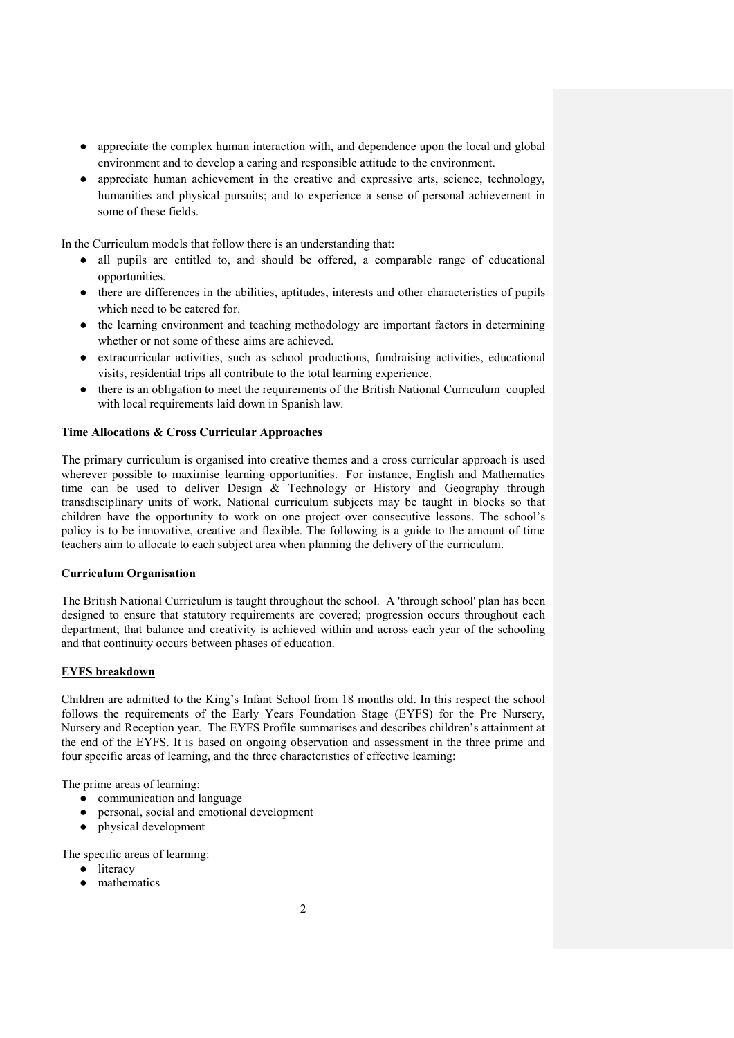- appreciate the complex human interaction with, and dependence upon the local and global environment and to develop a caring and responsible attitude to the environment.
- appreciate human achievement in the creative and expressive arts, science, technology, humanities and physical pursuits; and to experience a sense of personal achievement in some of these fields.

In the Curriculum models that follow there is an understanding that:

- all pupils are entitled to, and should be offered, a comparable range of educational opportunities.
- there are differences in the abilities, aptitudes, interests and other characteristics of pupils which need to be catered for.
- the learning environment and teaching methodology are important factors in determining whether or not some of these aims are achieved.
- extracurricular activities, such as school productions, fundraising activities, educational visits, residential trips all contribute to the total learning experience.
- there is an obligation to meet the requirements of the British National Curriculum coupled with local requirements laid down in Spanish law.

**Time Allocations & Cross Curricular Approaches**

The primary curriculum is organised into creative themes and a cross curricular approach is used wherever possible to maximise learning opportunities. For instance, English and Mathematics time can be used to deliver Design & Technology or History and Geography through transdisciplinary units of work. National curriculum subjects may be taught in blocks so that children have the opportunity to work on one project over consecutive lessons. The school's policy is to be innovative, creative and flexible. The following is a guide to the amount of time teachers aim to allocate to each subject area when planning the delivery of the curriculum.

**Curriculum Organisation**

The British National Curriculum is taught throughout the school. A 'through school' plan has been designed to ensure that statutory requirements are covered; progression occurs throughout each department; that balance and creativity is achieved within and across each year of the schooling and that continuity occurs between phases of education.

**EYFS breakdown**

Children are admitted to the King's Infant School from 18 months old. In this respect the school follows the requirements of the Early Years Foundation Stage (EYFS) for the Pre Nursery, Nursery and Reception year. The EYFS Profile summarises and describes children's attainment at the end of the EYFS. It is based on ongoing observation and assessment in the three prime and four specific areas of learning, and the three characteristics of effective learning:

The prime areas of learning:

- communication and language
- personal, social and emotional development
- physical development

The specific areas of learning:

- literacy
- mathematics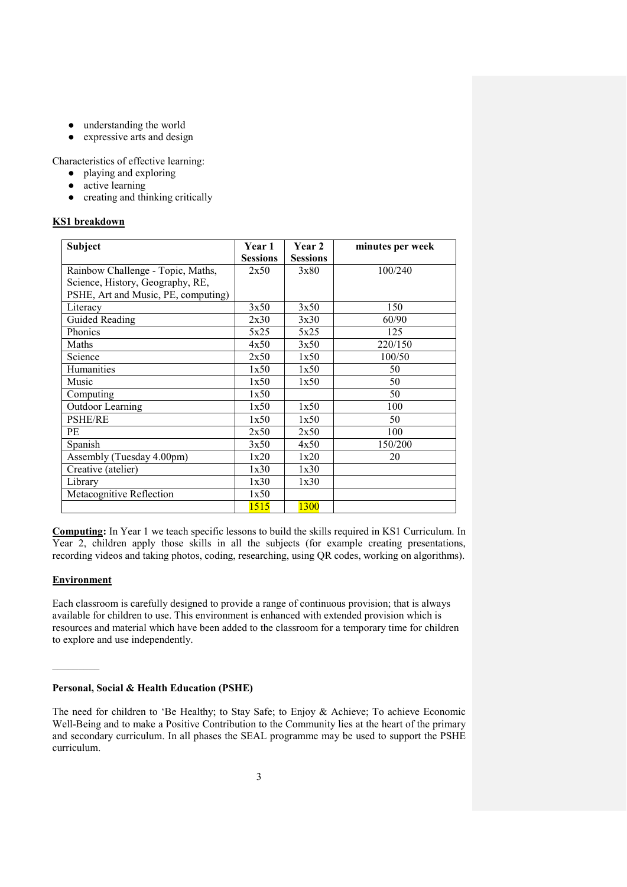- understanding the world
- expressive arts and design

Characteristics of effective learning:

- playing and exploring
- active learning
- creating and thinking critically

**KS1 breakdown**

| Subject | Year 1 Sessions | Year 2 Sessions | minutes per week |
|---|---|---|---|
| Rainbow Challenge - Topic, Maths, Science, History, Geography, RE, PSHE, Art and Music, PE, computing) | 2x50 | 3x80 | 100/240 |
| Literacy | 3x50 | 3x50 | 150 |
| Guided Reading | 2x30 | 3x30 | 60/90 |
| Phonics | 5x25 | 5x25 | 125 |
| Maths | 4x50 | 3x50 | 220/150 |
| Science | 2x50 | 1x50 | 100/50 |
| Humanities | 1x50 | 1x50 | 50 |
| Music | 1x50 | 1x50 | 50 |
| Computing | 1x50 | | 50 |
| Outdoor Learning | 1x50 | 1x50 | 100 |
| PSHE/RE | 1x50 | 1x50 | 50 |
| PE | 2x50 | 2x50 | 100 |
| Spanish | 3x50 | 4x50 | 150/200 |
| Assembly (Tuesday 4.00pm) | 1x20 | 1x20 | 20 |
| Creative (atelier) | 1x30 | 1x30 | |
| Library | 1x30 | 1x30 | |
| Metacognitive Reflection | 1x50 | | |
| | 1515 | 1300 | |

**Computing:** In Year 1 we teach specific lessons to build the skills required in KS1 Curriculum. In Year 2, children apply those skills in all the subjects (for example creating presentations, recording videos and taking photos, coding, researching, using QR codes, working on algorithms).

**Environment**

Each classroom is carefully designed to provide a range of continuous provision; that is always available for children to use. This environment is enhanced with extended provision which is resources and material which have been added to the classroom for a temporary time for children to explore and use independently.

---

**Personal, Social & Health Education (PSHE)**

The need for children to 'Be Healthy; to Stay Safe; to Enjoy & Achieve; To achieve Economic Well-Being and to make a Positive Contribution to the Community lies at the heart of the primary and secondary curriculum. In all phases the SEAL programme may be used to support the PSHE curriculum.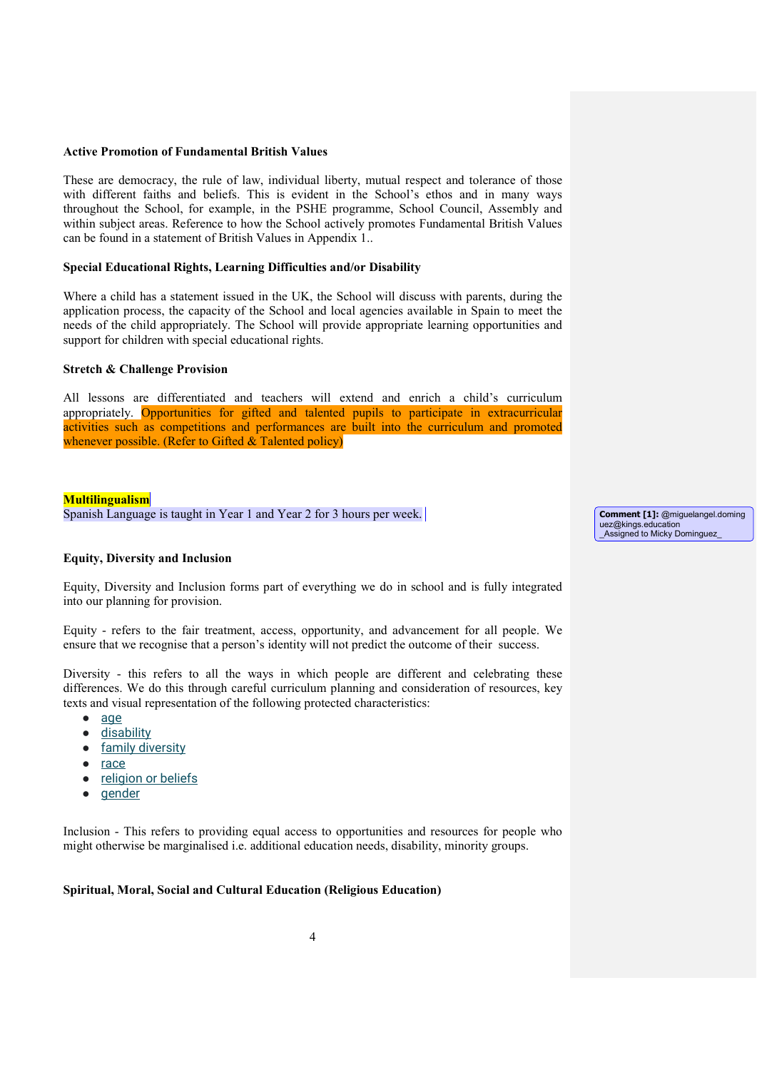**Active Promotion of Fundamental British Values**

These are democracy, the rule of law, individual liberty, mutual respect and tolerance of those with different faiths and beliefs. This is evident in the School's ethos and in many ways throughout the School, for example, in the PSHE programme, School Council, Assembly and within subject areas. Reference to how the School actively promotes Fundamental British Values can be found in a statement of British Values in Appendix 1..

**Special Educational Rights, Learning Difficulties and/or Disability**

Where a child has a statement issued in the UK, the School will discuss with parents, during the application process, the capacity of the School and local agencies available in Spain to meet the needs of the child appropriately. The School will provide appropriate learning opportunities and support for children with special educational rights.

**Stretch & Challenge Provision**

All lessons are differentiated and teachers will extend and enrich a child's curriculum appropriately. Opportunities for gifted and talented pupils to participate in extracurricular activities such as competitions and performances are built into the curriculum and promoted whenever possible. (Refer to Gifted & Talented policy)

**Multilingualism**

Spanish Language is taught in Year 1 and Year 2 for 3 hours per week.

**Comment [1]:** @miguelangel.dominguez@kings.education _Assigned to Micky Dominguez_

**Equity, Diversity and Inclusion**

Equity, Diversity and Inclusion forms part of everything we do in school and is fully integrated into our planning for provision.

Equity - refers to the fair treatment, access, opportunity, and advancement for all people. We ensure that we recognise that a person's identity will not predict the outcome of their success.

Diversity - this refers to all the ways in which people are different and celebrating these differences. We do this through careful curriculum planning and consideration of resources, key texts and visual representation of the following protected characteristics:

- age
- disability
- family diversity
- race
- religion or beliefs
- gender

Inclusion - This refers to providing equal access to opportunities and resources for people who might otherwise be marginalised i.e. additional education needs, disability, minority groups.

**Spiritual, Moral, Social and Cultural Education (Religious Education)**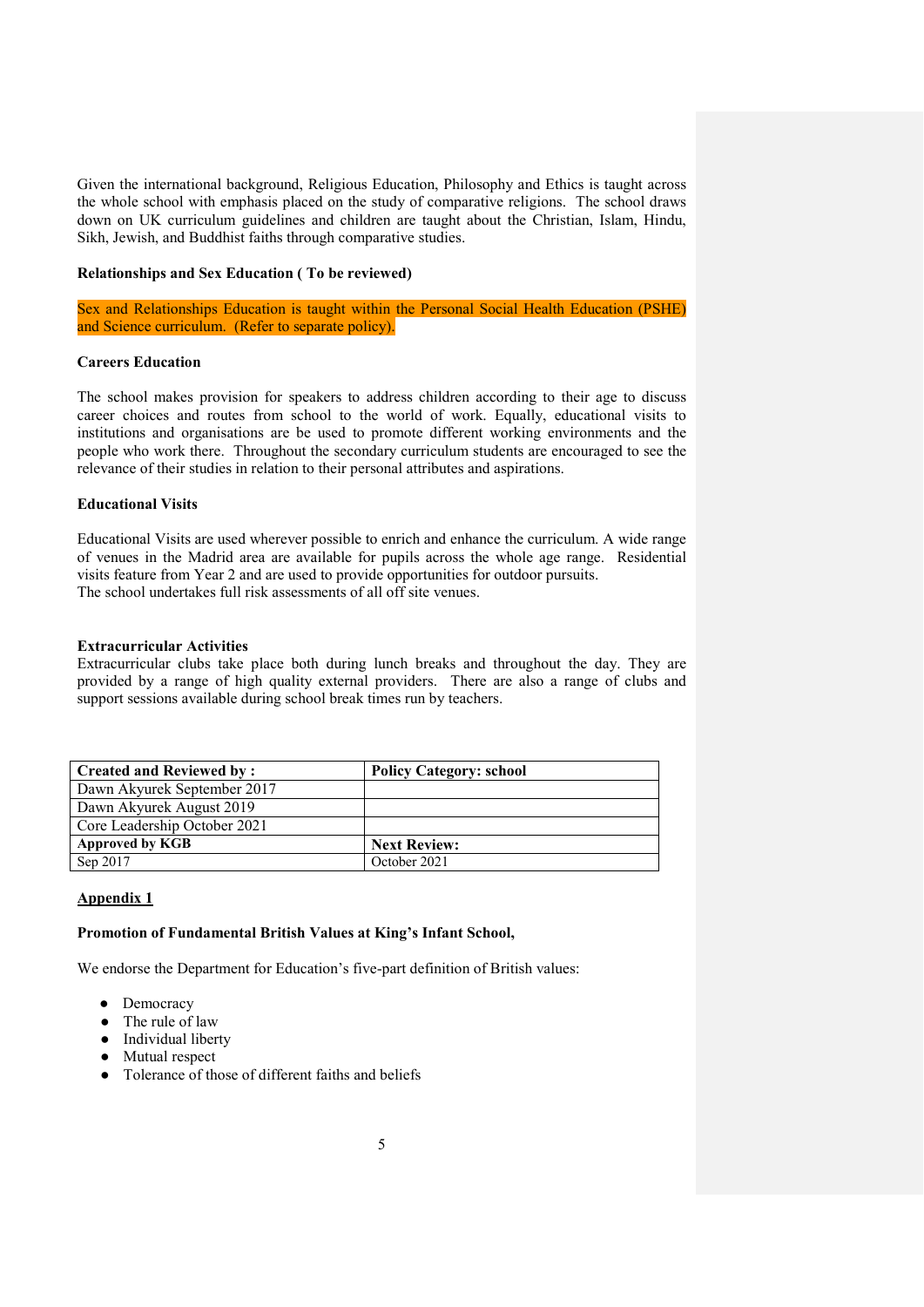Given the international background, Religious Education, Philosophy and Ethics is taught across the whole school with emphasis placed on the study of comparative religions. The school draws down on UK curriculum guidelines and children are taught about the Christian, Islam, Hindu, Sikh, Jewish, and Buddhist faiths through comparative studies.

**Relationships and Sex Education ( To be reviewed)**

Sex and Relationships Education is taught within the Personal Social Health Education (PSHE) and Science curriculum. (Refer to separate policy).

**Careers Education**

The school makes provision for speakers to address children according to their age to discuss career choices and routes from school to the world of work. Equally, educational visits to institutions and organisations are be used to promote different working environments and the people who work there. Throughout the secondary curriculum students are encouraged to see the relevance of their studies in relation to their personal attributes and aspirations.

**Educational Visits**

Educational Visits are used wherever possible to enrich and enhance the curriculum. A wide range of venues in the Madrid area are available for pupils across the whole age range. Residential visits feature from Year 2 and are used to provide opportunities for outdoor pursuits.
The school undertakes full risk assessments of all off site venues.

**Extracurricular Activities**
Extracurricular clubs take place both during lunch breaks and throughout the day. They are provided by a range of high quality external providers. There are also a range of clubs and support sessions available during school break times run by teachers.

| **Created and Reviewed by :** | **Policy Category: school** |
|---|---|
| Dawn Akyurek September 2017 | |
| Dawn Akyurek August 2019 | |
| Core Leadership October 2021 | |
| **Approved by KGB** | **Next Review:** |
| Sep 2017 | October 2021 |

**Appendix 1**

**Promotion of Fundamental British Values at King's Infant School,**

We endorse the Department for Education's five-part definition of British values:

- Democracy
- The rule of law
- Individual liberty
- Mutual respect
- Tolerance of those of different faiths and beliefs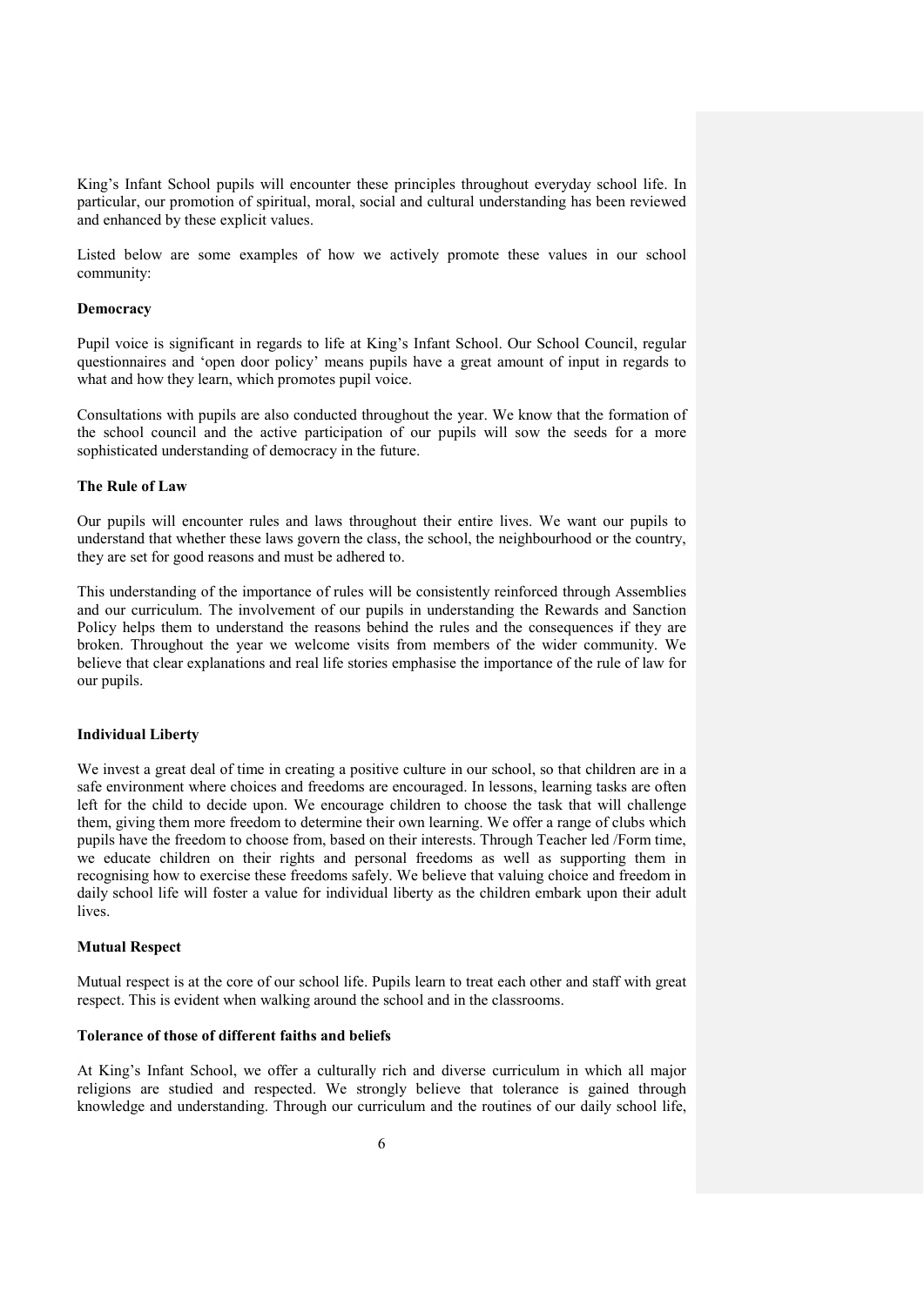King's Infant School pupils will encounter these principles throughout everyday school life. In particular, our promotion of spiritual, moral, social and cultural understanding has been reviewed and enhanced by these explicit values.

Listed below are some examples of how we actively promote these values in our school community:

**Democracy**

Pupil voice is significant in regards to life at King's Infant School. Our School Council, regular questionnaires and 'open door policy' means pupils have a great amount of input in regards to what and how they learn, which promotes pupil voice.

Consultations with pupils are also conducted throughout the year. We know that the formation of the school council and the active participation of our pupils will sow the seeds for a more sophisticated understanding of democracy in the future.

**The Rule of Law**

Our pupils will encounter rules and laws throughout their entire lives. We want our pupils to understand that whether these laws govern the class, the school, the neighbourhood or the country, they are set for good reasons and must be adhered to.

This understanding of the importance of rules will be consistently reinforced through Assemblies and our curriculum. The involvement of our pupils in understanding the Rewards and Sanction Policy helps them to understand the reasons behind the rules and the consequences if they are broken. Throughout the year we welcome visits from members of the wider community. We believe that clear explanations and real life stories emphasise the importance of the rule of law for our pupils.

**Individual Liberty**

We invest a great deal of time in creating a positive culture in our school, so that children are in a safe environment where choices and freedoms are encouraged. In lessons, learning tasks are often left for the child to decide upon. We encourage children to choose the task that will challenge them, giving them more freedom to determine their own learning. We offer a range of clubs which pupils have the freedom to choose from, based on their interests. Through Teacher led /Form time, we educate children on their rights and personal freedoms as well as supporting them in recognising how to exercise these freedoms safely. We believe that valuing choice and freedom in daily school life will foster a value for individual liberty as the children embark upon their adult lives.

**Mutual Respect**

Mutual respect is at the core of our school life. Pupils learn to treat each other and staff with great respect. This is evident when walking around the school and in the classrooms.

**Tolerance of those of different faiths and beliefs**

At King's Infant School, we offer a culturally rich and diverse curriculum in which all major religions are studied and respected. We strongly believe that tolerance is gained through knowledge and understanding. Through our curriculum and the routines of our daily school life,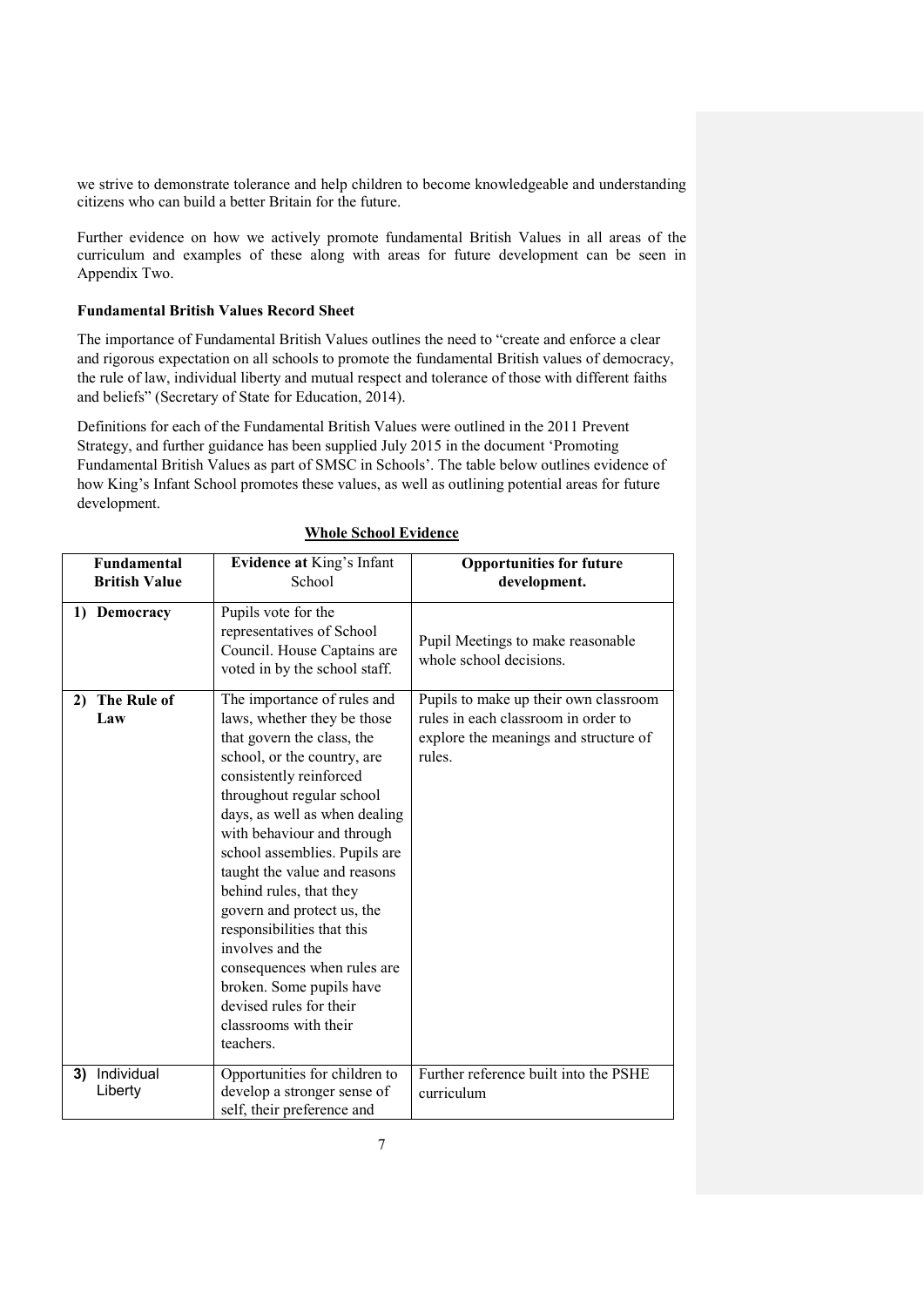we strive to demonstrate tolerance and help children to become knowledgeable and understanding citizens who can build a better Britain for the future.

Further evidence on how we actively promote fundamental British Values in all areas of the curriculum and examples of these along with areas for future development can be seen in Appendix Two.

**Fundamental British Values Record Sheet**

The importance of Fundamental British Values outlines the need to "create and enforce a clear and rigorous expectation on all schools to promote the fundamental British values of democracy, the rule of law, individual liberty and mutual respect and tolerance of those with different faiths and beliefs" (Secretary of State for Education, 2014).

Definitions for each of the Fundamental British Values were outlined in the 2011 Prevent Strategy, and further guidance has been supplied July 2015 in the document 'Promoting Fundamental British Values as part of SMSC in Schools'. The table below outlines evidence of how King's Infant School promotes these values, as well as outlining potential areas for future development.

**Whole School Evidence**

| Fundamental British Value | **Evidence at** King's Infant School | Opportunities for future development. |
| --- | --- | --- |
| **1) Democracy** | Pupils vote for the representatives of School Council. House Captains are voted in by the school staff. | Pupil Meetings to make reasonable whole school decisions. |
| **2) The Rule of Law** | The importance of rules and laws, whether they be those that govern the class, the school, or the country, are consistently reinforced throughout regular school days, as well as when dealing with behaviour and through school assemblies. Pupils are taught the value and reasons behind rules, that they govern and protect us, the responsibilities that this involves and the consequences when rules are broken. Some pupils have devised rules for their classrooms with their teachers. | Pupils to make up their own classroom rules in each classroom in order to explore the meanings and structure of rules. |
| **3)** Individual Liberty | Opportunities for children to develop a stronger sense of self, their preference and | Further reference built into the PSHE curriculum |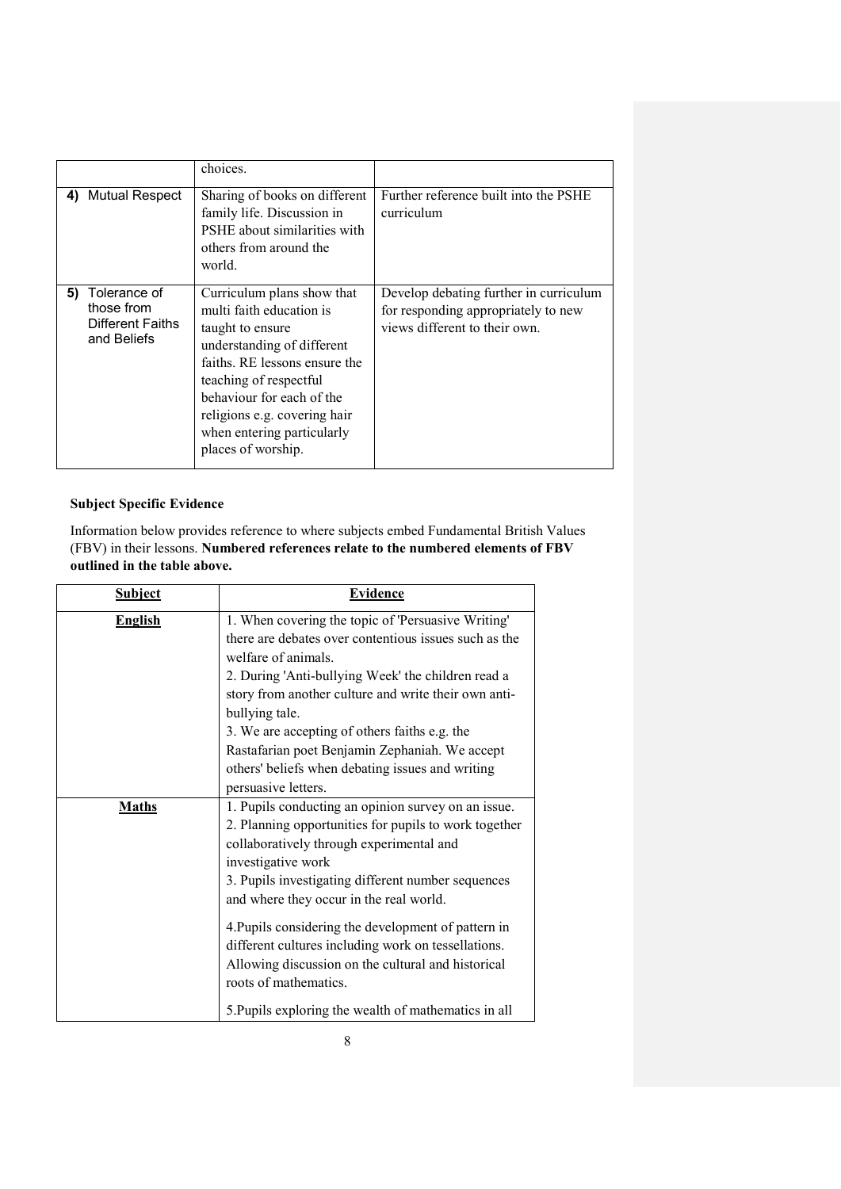| | | |
|---|---|---|
| | choices. | |
| **4)** Mutual Respect | Sharing of books on different family life. Discussion in PSHE about similarities with others from around the world. | Further reference built into the PSHE curriculum |
| **5)** Tolerance of those from Different Faiths and Beliefs | Curriculum plans show that multi faith education is taught to ensure understanding of different faiths. RE lessons ensure the teaching of respectful behaviour for each of the religions e.g. covering hair when entering particularly places of worship. | Develop debating further in curriculum for responding appropriately to new views different to their own. |

**Subject Specific Evidence**

Information below provides reference to where subjects embed Fundamental British Values (FBV) in their lessons. **Numbered references relate to the numbered elements of FBV outlined in the table above.**

| Subject | Evidence |
|---|---|
| **English** | 1. When covering the topic of 'Persuasive Writing' there are debates over contentious issues such as the welfare of animals.<br>2. During 'Anti-bullying Week' the children read a story from another culture and write their own anti-bullying tale.<br>3. We are accepting of others faiths e.g. the Rastafarian poet Benjamin Zephaniah. We accept others' beliefs when debating issues and writing persuasive letters. |
| **Maths** | 1. Pupils conducting an opinion survey on an issue.<br>2. Planning opportunities for pupils to work together collaboratively through experimental and investigative work<br>3. Pupils investigating different number sequences and where they occur in the real world.<br>4.Pupils considering the development of pattern in different cultures including work on tessellations. Allowing discussion on the cultural and historical roots of mathematics.<br>5.Pupils exploring the wealth of mathematics in all |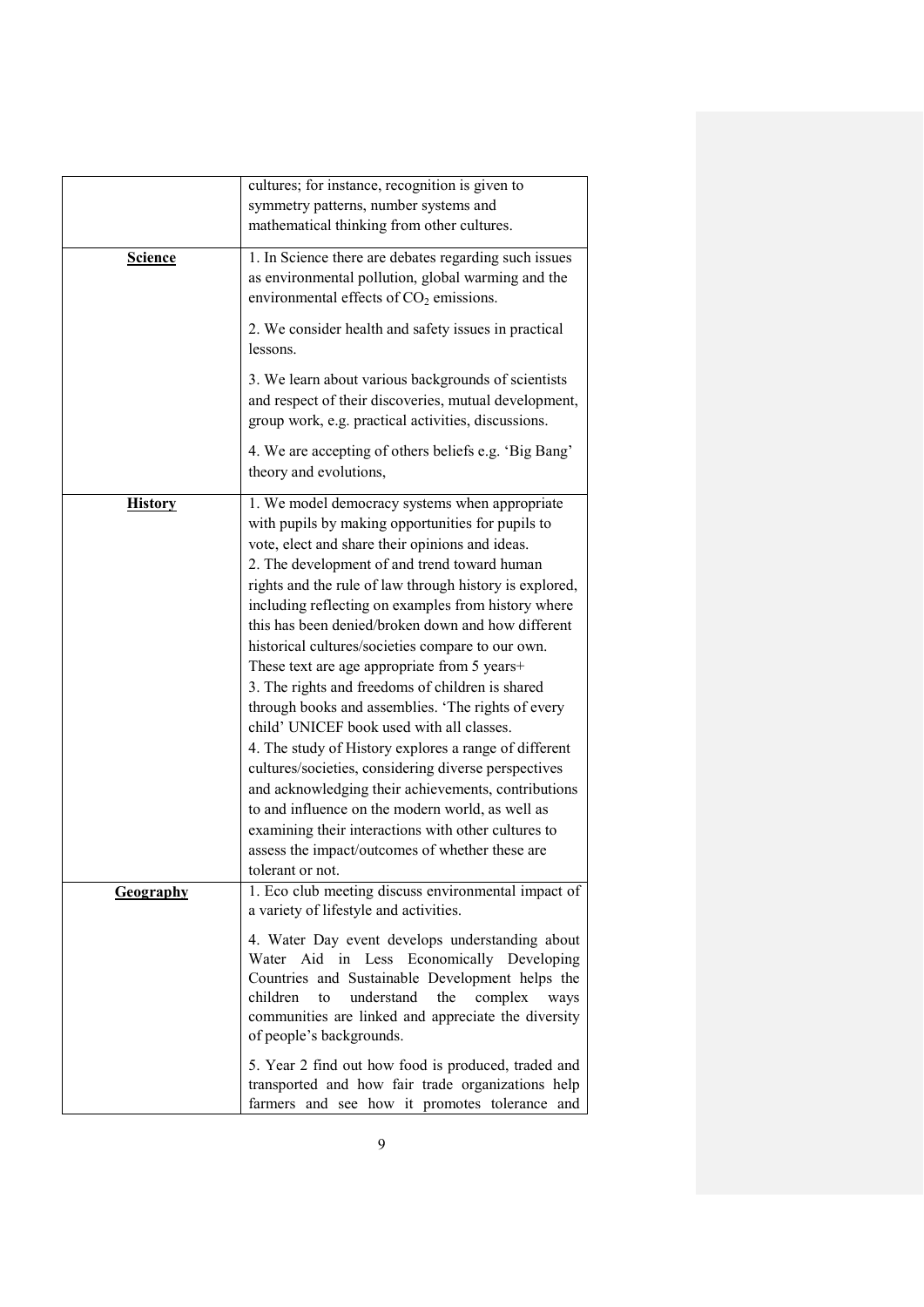| | |
|---|---|
| | cultures; for instance, recognition is given to symmetry patterns, number systems and mathematical thinking from other cultures. |
| **Science** | 1. In Science there are debates regarding such issues as environmental pollution, global warming and the environmental effects of $CO_2$ emissions.<br><br>2. We consider health and safety issues in practical lessons.<br><br>3. We learn about various backgrounds of scientists and respect of their discoveries, mutual development, group work, e.g. practical activities, discussions.<br><br>4. We are accepting of others beliefs e.g. 'Big Bang' theory and evolutions, |
| **History** | 1. We model democracy systems when appropriate with pupils by making opportunities for pupils to vote, elect and share their opinions and ideas.<br>2. The development of and trend toward human rights and the rule of law through history is explored, including reflecting on examples from history where this has been denied/broken down and how different historical cultures/societies compare to our own. These text are age appropriate from 5 years+<br>3. The rights and freedoms of children is shared through books and assemblies. 'The rights of every child' UNICEF book used with all classes.<br>4. The study of History explores a range of different cultures/societies, considering diverse perspectives and acknowledging their achievements, contributions to and influence on the modern world, as well as examining their interactions with other cultures to assess the impact/outcomes of whether these are tolerant or not. |
| **Geography** | 1. Eco club meeting discuss environmental impact of a variety of lifestyle and activities.<br><br>4. Water Day event develops understanding about Water Aid in Less Economically Developing Countries and Sustainable Development helps the children to understand the complex ways communities are linked and appreciate the diversity of people's backgrounds.<br><br>5. Year 2 find out how food is produced, traded and transported and how fair trade organizations help farmers and see how it promotes tolerance and |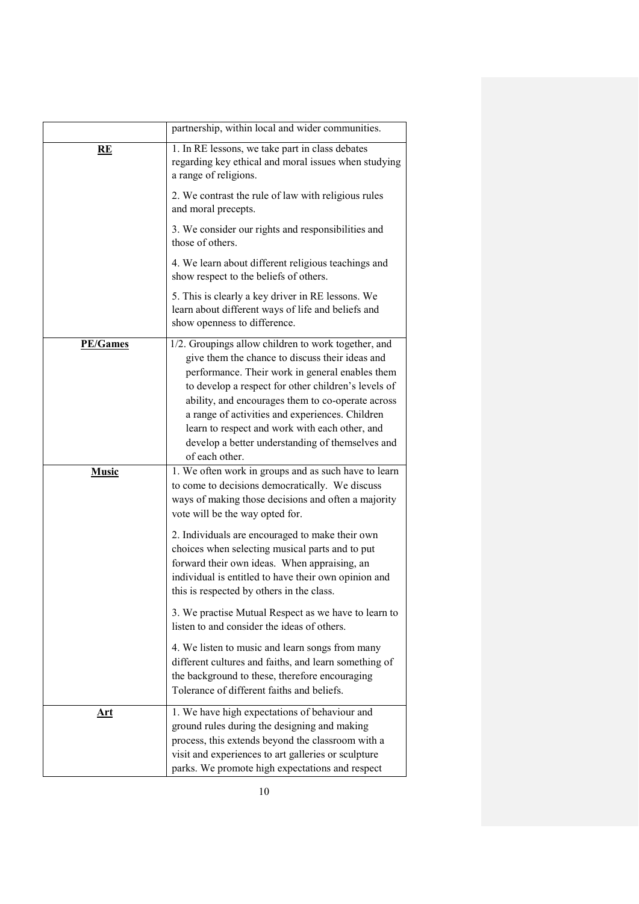| | |
|---|---|
| | partnership, within local and wider communities. |
| **RE** | 1. In RE lessons, we take part in class debates regarding key ethical and moral issues when studying a range of religions.<br><br>2. We contrast the rule of law with religious rules and moral precepts.<br><br>3. We consider our rights and responsibilities and those of others.<br><br>4. We learn about different religious teachings and show respect to the beliefs of others.<br><br>5. This is clearly a key driver in RE lessons. We learn about different ways of life and beliefs and show openness to difference. |
| **PE/Games** | 1/2. Groupings allow children to work together, and give them the chance to discuss their ideas and performance. Their work in general enables them to develop a respect for other children's levels of ability, and encourages them to co-operate across a range of activities and experiences. Children learn to respect and work with each other, and develop a better understanding of themselves and of each other. |
| **Music** | 1. We often work in groups and as such have to learn to come to decisions democratically. We discuss ways of making those decisions and often a majority vote will be the way opted for.<br><br>2. Individuals are encouraged to make their own choices when selecting musical parts and to put forward their own ideas. When appraising, an individual is entitled to have their own opinion and this is respected by others in the class.<br><br>3. We practise Mutual Respect as we have to learn to listen to and consider the ideas of others.<br><br>4. We listen to music and learn songs from many different cultures and faiths, and learn something of the background to these, therefore encouraging Tolerance of different faiths and beliefs. |
| **Art** | 1. We have high expectations of behaviour and ground rules during the designing and making process, this extends beyond the classroom with a visit and experiences to art galleries or sculpture parks. We promote high expectations and respect |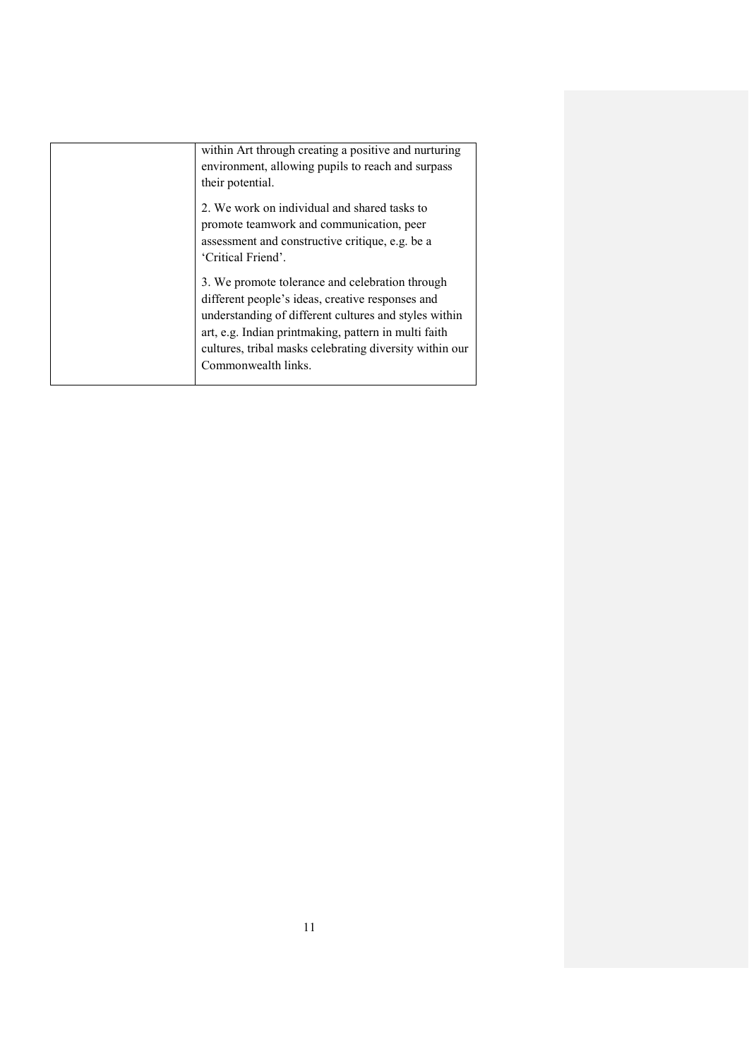| | |
|---|---|
| | within Art through creating a positive and nurturing environment, allowing pupils to reach and surpass their potential.<br><br>2. We work on individual and shared tasks to promote teamwork and communication, peer assessment and constructive critique, e.g. be a 'Critical Friend'.<br><br>3. We promote tolerance and celebration through different people's ideas, creative responses and understanding of different cultures and styles within art, e.g. Indian printmaking, pattern in multi faith cultures, tribal masks celebrating diversity within our Commonwealth links. |